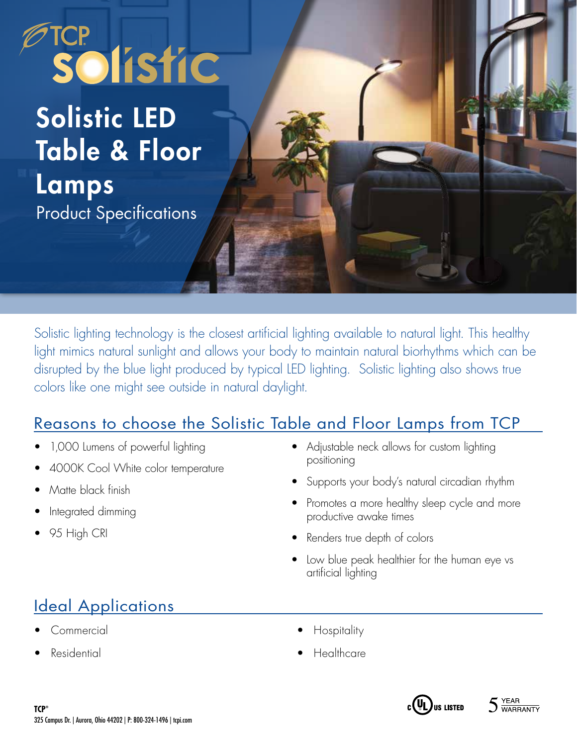TCP solistic

# Solistic LED Table & Floor Lamps

Product Specifications

Solistic lighting technology is the closest artificial lighting available to natural light. This healthy light mimics natural sunlight and allows your body to maintain natural biorhythms which can be disrupted by the blue light produced by typical LED lighting. Solistic lighting also shows true colors like one might see outside in natural daylight.

## Reasons to choose the Solistic Table and Floor Lamps from TCP

- 1,000 Lumens of powerful lighting
- 4000K Cool White color temperature
- Matte black finish
- Integrated dimming
- 95 High CRI
- Adjustable neck allows for custom lighting positioning
- Supports your body's natural circadian rhythm
- Promotes a more healthy sleep cycle and more productive awake times
- Renders true depth of colors
- Low blue peak healthier for the human eye vs artificial lighting

## Ideal Applications

- Commercial
- Residential
- Hospitality
- Healthcare

**TCP®**
325 Campus Dr. | Aurora, Ohio 44202 | P: 800-324-1496 | tcpi.com

cULus LISTED

5 YEAR WARRANTY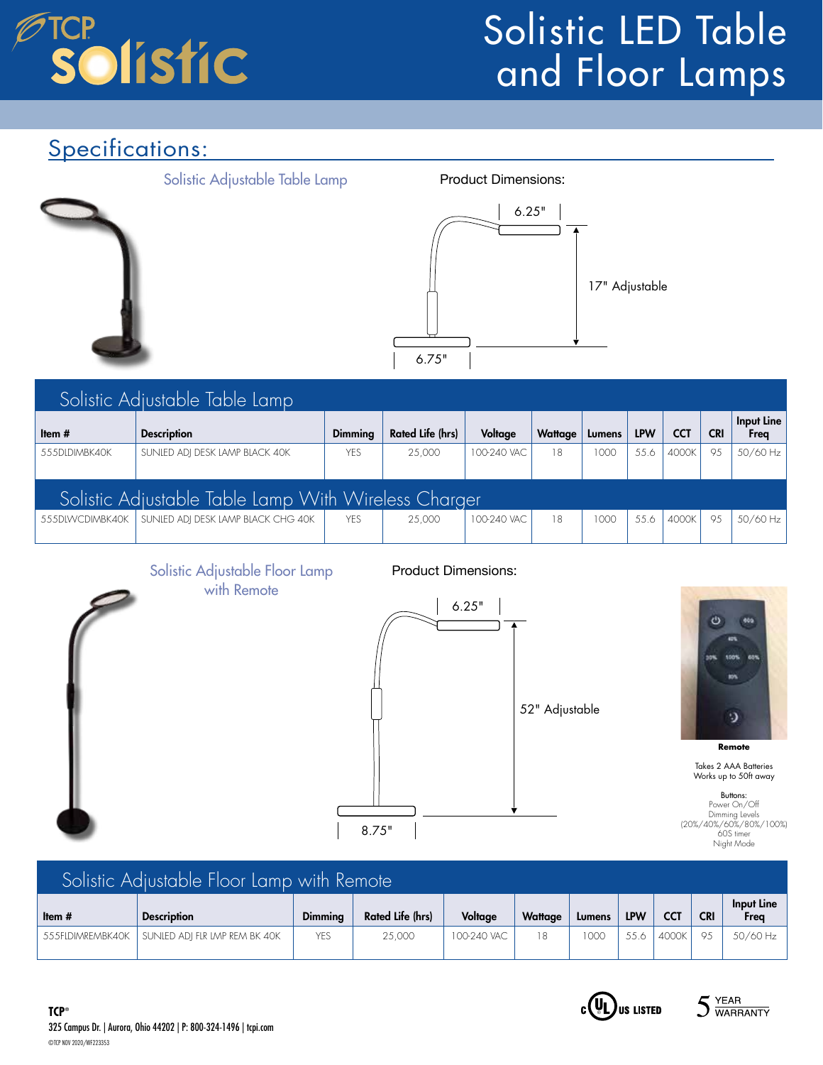# Solistic LED Table and Floor Lamps

## Specifications:

### Solistic Adjustable Table Lamp

Product Dimensions:

6.25"

17" Adjustable

6.75"

### Solistic Adjustable Table Lamp

| Item # | Description | Dimming | Rated Life (hrs) | Voltage | Wattage | Lumens | LPW | CCT | CRI | Input Line Freq |
|---|---|---|---|---|---|---|---|---|---|---|
| 555DLDIMBK40K | SUNLED ADJ DESK LAMP BLACK 40K | YES | 25,000 | 100-240 VAC | 18 | 1000 | 55.6 | 4000K | 95 | 50/60 Hz |

### Solistic Adjustable Table Lamp With Wireless Charger

| Item # | Description | Dimming | Rated Life (hrs) | Voltage | Wattage | Lumens | LPW | CCT | CRI | Input Line Freq |
|---|---|---|---|---|---|---|---|---|---|---|
| 555DLWCDIMBK40K | SUNLED ADJ DESK LAMP BLACK CHG 40K | YES | 25,000 | 100-240 VAC | 18 | 1000 | 55.6 | 4000K | 95 | 50/60 Hz |

### Solistic Adjustable Floor Lamp with Remote

Product Dimensions:

6.25"

52" Adjustable

8.75"

**Remote**

Takes 2 AAA Batteries
Works up to 50ft away

Buttons:
Power On/Off
Dimming Levels
(20%/40%/60%/80%/100%)
60S timer
Night Mode

### Solistic Adjustable Floor Lamp with Remote

| Item # | Description | Dimming | Rated Life (hrs) | Voltage | Wattage | Lumens | LPW | CCT | CRI | Input Line Freq |
|---|---|---|---|---|---|---|---|---|---|---|
| 555FLDIMREMBK40K | SUNLED ADJ FLR LMP REM BK 40K | YES | 25,000 | 100-240 VAC | 18 | 1000 | 55.6 | 4000K | 95 | 50/60 Hz |

c UL US LISTED

5 YEAR WARRANTY

**TCP®**
325 Campus Dr. | Aurora, Ohio 44202 | P: 800-324-1496 | tcpi.com
©TCP NOV 2020/WF223353